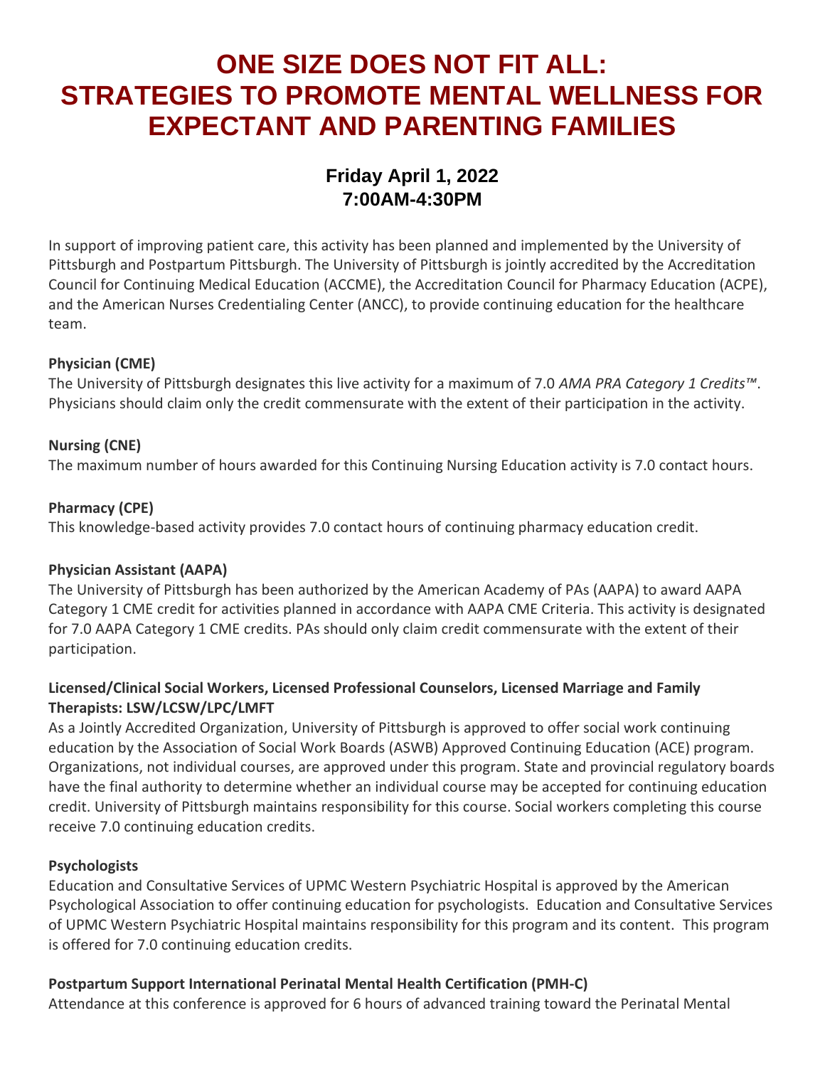# ONE SIZE DOES NOT FIT ALL: STRATEGIES TO PROMOTE MENTAL WELLNESS FOR EXPECTANT AND PARENTING FAMILIES

## Friday April 1, 2022
## 7:00AM-4:30PM

In support of improving patient care, this activity has been planned and implemented by the University of Pittsburgh and Postpartum Pittsburgh. The University of Pittsburgh is jointly accredited by the Accreditation Council for Continuing Medical Education (ACCME), the Accreditation Council for Pharmacy Education (ACPE), and the American Nurses Credentialing Center (ANCC), to provide continuing education for the healthcare team.

**Physician (CME)**
The University of Pittsburgh designates this live activity for a maximum of 7.0 *AMA PRA Category 1 Credits™*. Physicians should claim only the credit commensurate with the extent of their participation in the activity.

**Nursing (CNE)**
The maximum number of hours awarded for this Continuing Nursing Education activity is 7.0 contact hours.

**Pharmacy (CPE)**
This knowledge-based activity provides 7.0 contact hours of continuing pharmacy education credit.

**Physician Assistant (AAPA)**
The University of Pittsburgh has been authorized by the American Academy of PAs (AAPA) to award AAPA Category 1 CME credit for activities planned in accordance with AAPA CME Criteria. This activity is designated for 7.0 AAPA Category 1 CME credits. PAs should only claim credit commensurate with the extent of their participation.

**Licensed/Clinical Social Workers, Licensed Professional Counselors, Licensed Marriage and Family Therapists: LSW/LCSW/LPC/LMFT**
As a Jointly Accredited Organization, University of Pittsburgh is approved to offer social work continuing education by the Association of Social Work Boards (ASWB) Approved Continuing Education (ACE) program. Organizations, not individual courses, are approved under this program. State and provincial regulatory boards have the final authority to determine whether an individual course may be accepted for continuing education credit. University of Pittsburgh maintains responsibility for this course. Social workers completing this course receive 7.0 continuing education credits.

**Psychologists**
Education and Consultative Services of UPMC Western Psychiatric Hospital is approved by the American Psychological Association to offer continuing education for psychologists. Education and Consultative Services of UPMC Western Psychiatric Hospital maintains responsibility for this program and its content. This program is offered for 7.0 continuing education credits.

**Postpartum Support International Perinatal Mental Health Certification (PMH-C)**
Attendance at this conference is approved for 6 hours of advanced training toward the Perinatal Mental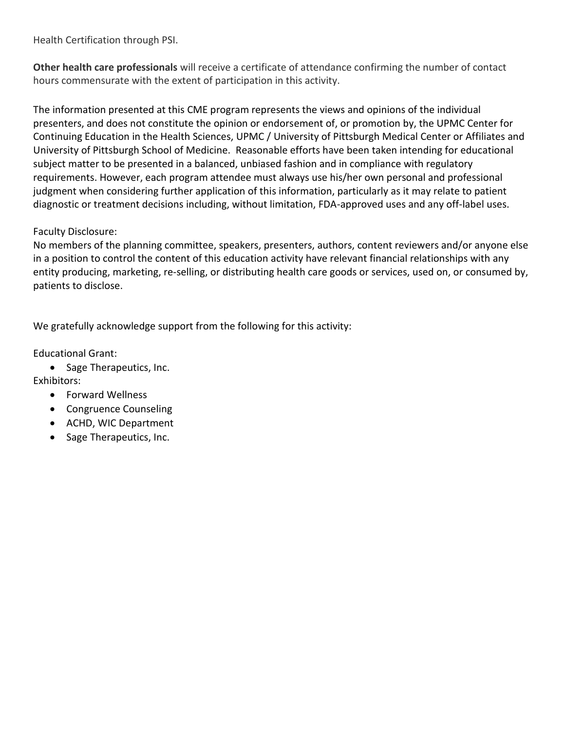Health Certification through PSI.

**Other health care professionals** will receive a certificate of attendance confirming the number of contact hours commensurate with the extent of participation in this activity.

The information presented at this CME program represents the views and opinions of the individual presenters, and does not constitute the opinion or endorsement of, or promotion by, the UPMC Center for Continuing Education in the Health Sciences, UPMC / University of Pittsburgh Medical Center or Affiliates and University of Pittsburgh School of Medicine. Reasonable efforts have been taken intending for educational subject matter to be presented in a balanced, unbiased fashion and in compliance with regulatory requirements. However, each program attendee must always use his/her own personal and professional judgment when considering further application of this information, particularly as it may relate to patient diagnostic or treatment decisions including, without limitation, FDA-approved uses and any off-label uses.

Faculty Disclosure:
No members of the planning committee, speakers, presenters, authors, content reviewers and/or anyone else in a position to control the content of this education activity have relevant financial relationships with any entity producing, marketing, re-selling, or distributing health care goods or services, used on, or consumed by, patients to disclose.

We gratefully acknowledge support from the following for this activity:

Educational Grant:

- Sage Therapeutics, Inc.

Exhibitors:

- Forward Wellness
- Congruence Counseling
- ACHD, WIC Department
- Sage Therapeutics, Inc.